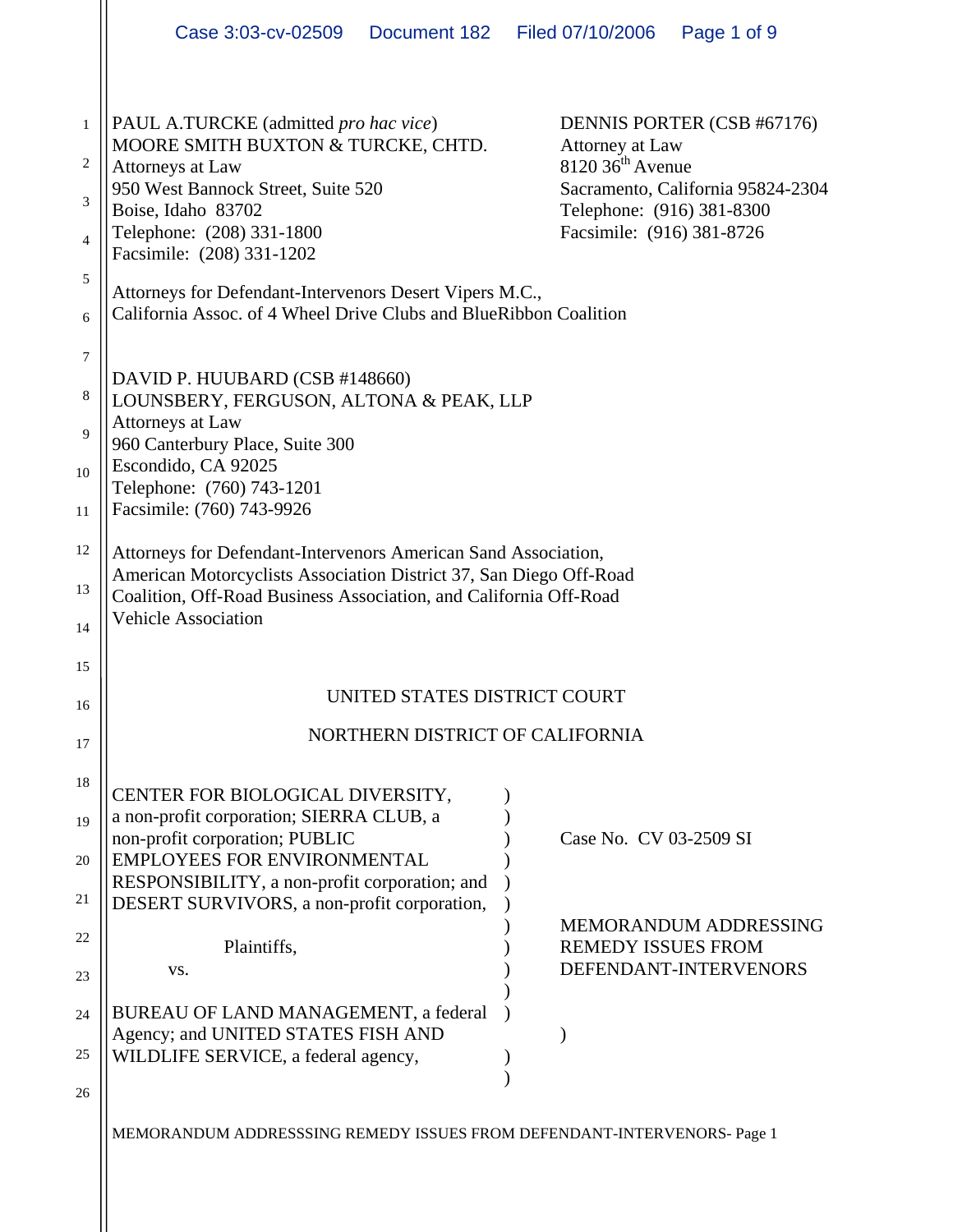PAUL A.TURCKE (admitted *pro hac vice*)
MOORE SMITH BUXTON & TURCKE, CHTD.
Attorneys at Law
950 West Bannock Street, Suite 520
Boise, Idaho 83702
Telephone: (208) 331-1800
Facsimile: (208) 331-1202

DENNIS PORTER (CSB #67176)
Attorney at Law
8120 36th Avenue
Sacramento, California 95824-2304
Telephone: (916) 381-8300
Facsimile: (916) 381-8726

Attorneys for Defendant-Intervenors Desert Vipers M.C., California Assoc. of 4 Wheel Drive Clubs and BlueRibbon Coalition

DAVID P. HUUBARD (CSB #148660)
LOUNSBERY, FERGUSON, ALTONA & PEAK, LLP
Attorneys at Law
960 Canterbury Place, Suite 300
Escondido, CA 92025
Telephone: (760) 743-1201
Facsimile: (760) 743-9926

Attorneys for Defendant-Intervenors American Sand Association, American Motorcyclists Association District 37, San Diego Off-Road Coalition, Off-Road Business Association, and California Off-Road Vehicle Association

UNITED STATES DISTRICT COURT

NORTHERN DISTRICT OF CALIFORNIA

CENTER FOR BIOLOGICAL DIVERSITY, a non-profit corporation; SIERRA CLUB, a non-profit corporation; PUBLIC EMPLOYEES FOR ENVIRONMENTAL RESPONSIBILITY, a non-profit corporation; and DESERT SURVIVORS, a non-profit corporation,

Plaintiffs,

vs.

BUREAU OF LAND MANAGEMENT, a federal Agency; and UNITED STATES FISH AND WILDLIFE SERVICE, a federal agency,

Case No. CV 03-2509 SI

MEMORANDUM ADDRESSING REMEDY ISSUES FROM DEFENDANT-INTERVENORS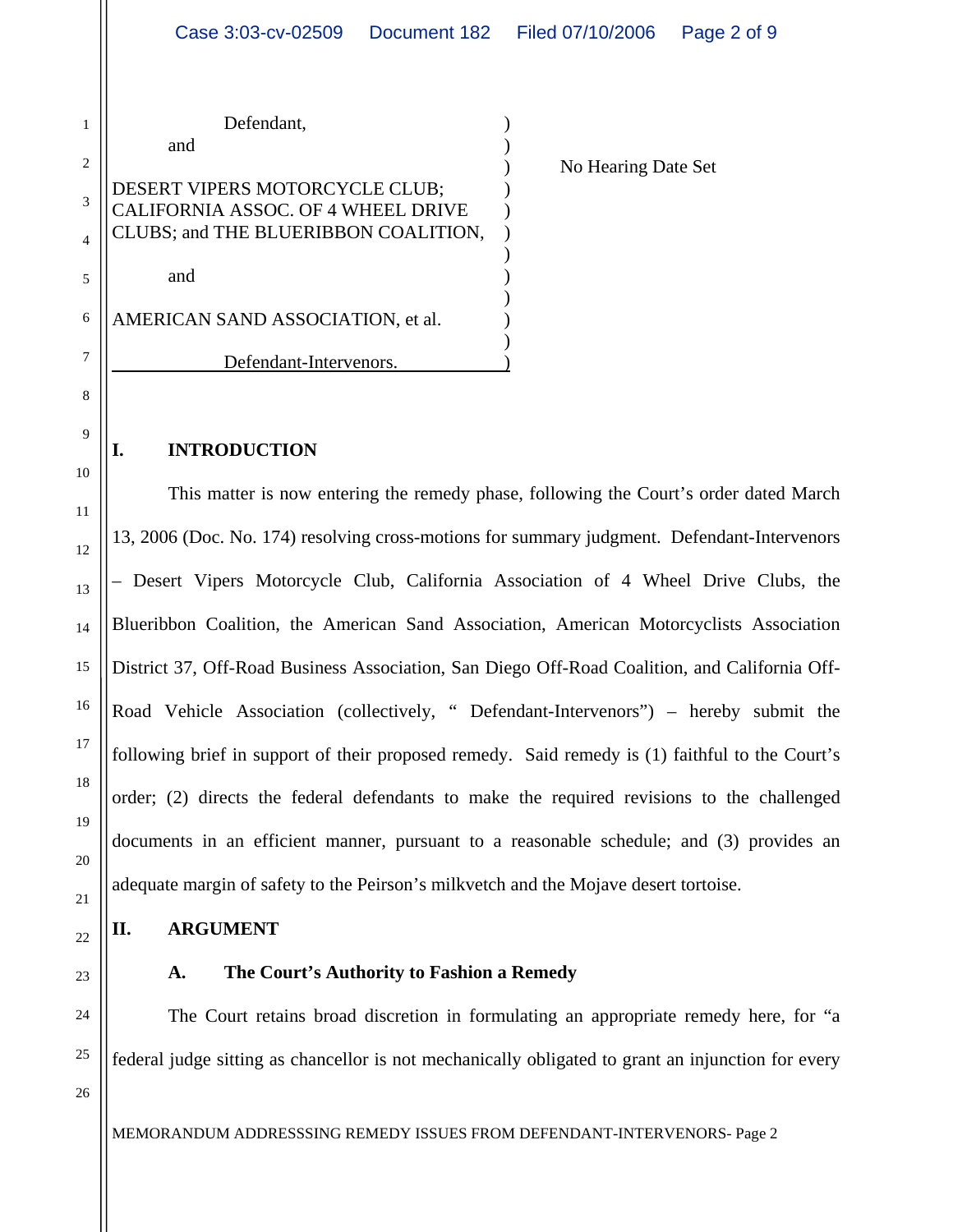Defendant,

and

DESERT VIPERS MOTORCYCLE CLUB; CALIFORNIA ASSOC. OF 4 WHEEL DRIVE CLUBS; and THE BLUERIBBON COALITION,

and

AMERICAN SAND ASSOCIATION, et al.

Defendant-Intervenors.

No Hearing Date Set

## I. INTRODUCTION

This matter is now entering the remedy phase, following the Court's order dated March 13, 2006 (Doc. No. 174) resolving cross-motions for summary judgment. Defendant-Intervenors – Desert Vipers Motorcycle Club, California Association of 4 Wheel Drive Clubs, the Blueribbon Coalition, the American Sand Association, American Motorcyclists Association District 37, Off-Road Business Association, San Diego Off-Road Coalition, and California Off-Road Vehicle Association (collectively, " Defendant-Intervenors") – hereby submit the following brief in support of their proposed remedy. Said remedy is (1) faithful to the Court's order; (2) directs the federal defendants to make the required revisions to the challenged documents in an efficient manner, pursuant to a reasonable schedule; and (3) provides an adequate margin of safety to the Peirson's milkvetch and the Mojave desert tortoise.

## II. ARGUMENT

### A. The Court's Authority to Fashion a Remedy

The Court retains broad discretion in formulating an appropriate remedy here, for "a federal judge sitting as chancellor is not mechanically obligated to grant an injunction for every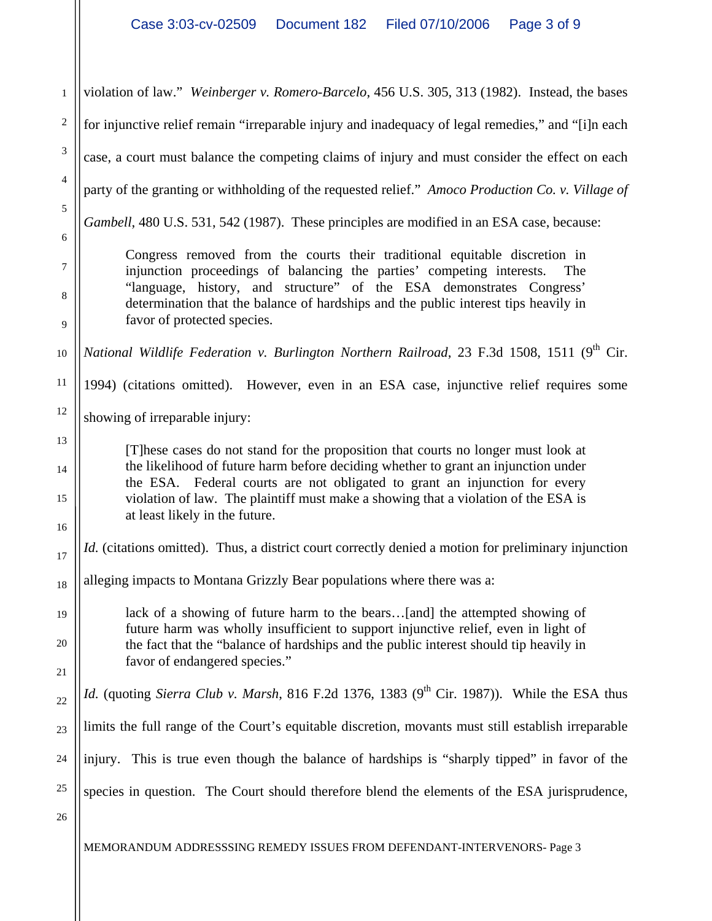violation of law." *Weinberger v. Romero-Barcelo*, 456 U.S. 305, 313 (1982). Instead, the bases for injunctive relief remain "irreparable injury and inadequacy of legal remedies," and "[i]n each case, a court must balance the competing claims of injury and must consider the effect on each party of the granting or withholding of the requested relief." *Amoco Production Co. v. Village of Gambell*, 480 U.S. 531, 542 (1987). These principles are modified in an ESA case, because:

> Congress removed from the courts their traditional equitable discretion in injunction proceedings of balancing the parties' competing interests. The "language, history, and structure" of the ESA demonstrates Congress' determination that the balance of hardships and the public interest tips heavily in favor of protected species.

*National Wildlife Federation v. Burlington Northern Railroad*, 23 F.3d 1508, 1511 (9th Cir. 1994) (citations omitted). However, even in an ESA case, injunctive relief requires some showing of irreparable injury:

> [T]hese cases do not stand for the proposition that courts no longer must look at the likelihood of future harm before deciding whether to grant an injunction under the ESA. Federal courts are not obligated to grant an injunction for every violation of law. The plaintiff must make a showing that a violation of the ESA is at least likely in the future.

*Id.* (citations omitted). Thus, a district court correctly denied a motion for preliminary injunction alleging impacts to Montana Grizzly Bear populations where there was a:

> lack of a showing of future harm to the bears…[and] the attempted showing of future harm was wholly insufficient to support injunctive relief, even in light of the fact that the "balance of hardships and the public interest should tip heavily in favor of endangered species."

*Id.* (quoting *Sierra Club v. Marsh*, 816 F.2d 1376, 1383 (9th Cir. 1987)). While the ESA thus limits the full range of the Court's equitable discretion, movants must still establish irreparable injury. This is true even though the balance of hardships is "sharply tipped" in favor of the species in question. The Court should therefore blend the elements of the ESA jurisprudence,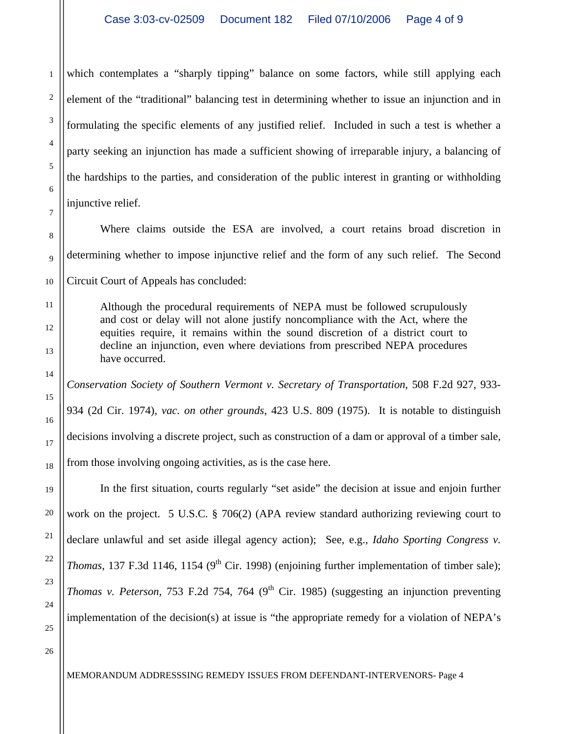which contemplates a "sharply tipping" balance on some factors, while still applying each element of the "traditional" balancing test in determining whether to issue an injunction and in formulating the specific elements of any justified relief. Included in such a test is whether a party seeking an injunction has made a sufficient showing of irreparable injury, a balancing of the hardships to the parties, and consideration of the public interest in granting or withholding injunctive relief.

Where claims outside the ESA are involved, a court retains broad discretion in determining whether to impose injunctive relief and the form of any such relief. The Second Circuit Court of Appeals has concluded:

> Although the procedural requirements of NEPA must be followed scrupulously and cost or delay will not alone justify noncompliance with the Act, where the equities require, it remains within the sound discretion of a district court to decline an injunction, even where deviations from prescribed NEPA procedures have occurred.

*Conservation Society of Southern Vermont v. Secretary of Transportation*, 508 F.2d 927, 933-934 (2d Cir. 1974), *vac. on other grounds*, 423 U.S. 809 (1975). It is notable to distinguish decisions involving a discrete project, such as construction of a dam or approval of a timber sale, from those involving ongoing activities, as is the case here.

In the first situation, courts regularly "set aside" the decision at issue and enjoin further work on the project. 5 U.S.C. § 706(2) (APA review standard authorizing reviewing court to declare unlawful and set aside illegal agency action); See, e.g., *Idaho Sporting Congress v. Thomas*, 137 F.3d 1146, 1154 (9th Cir. 1998) (enjoining further implementation of timber sale); *Thomas v. Peterson*, 753 F.2d 754, 764 (9th Cir. 1985) (suggesting an injunction preventing implementation of the decision(s) at issue is "the appropriate remedy for a violation of NEPA's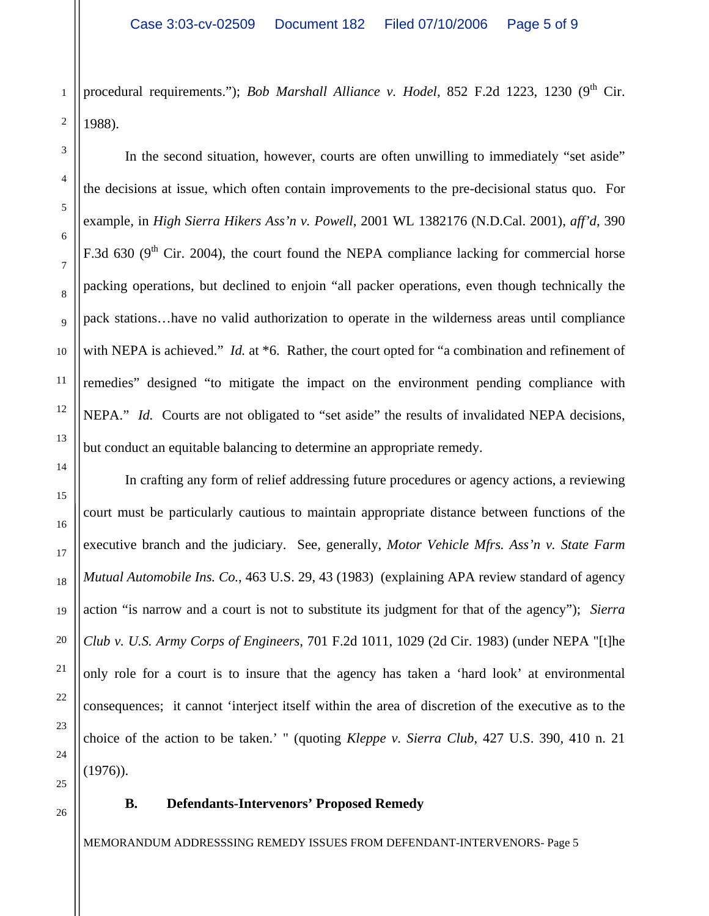procedural requirements."); *Bob Marshall Alliance v. Hodel*, 852 F.2d 1223, 1230 (9th Cir. 1988).

In the second situation, however, courts are often unwilling to immediately "set aside" the decisions at issue, which often contain improvements to the pre-decisional status quo. For example, in *High Sierra Hikers Ass'n v. Powell*, 2001 WL 1382176 (N.D.Cal. 2001), *aff'd*, 390 F.3d 630 (9th Cir. 2004), the court found the NEPA compliance lacking for commercial horse packing operations, but declined to enjoin "all packer operations, even though technically the pack stations…have no valid authorization to operate in the wilderness areas until compliance with NEPA is achieved." *Id.* at *6. Rather, the court opted for "a combination and refinement of remedies" designed "to mitigate the impact on the environment pending compliance with NEPA." *Id.* Courts are not obligated to "set aside" the results of invalidated NEPA decisions, but conduct an equitable balancing to determine an appropriate remedy.

In crafting any form of relief addressing future procedures or agency actions, a reviewing court must be particularly cautious to maintain appropriate distance between functions of the executive branch and the judiciary. See, generally, *Motor Vehicle Mfrs. Ass'n v. State Farm Mutual Automobile Ins. Co.*, 463 U.S. 29, 43 (1983) (explaining APA review standard of agency action "is narrow and a court is not to substitute its judgment for that of the agency"); *Sierra Club v. U.S. Army Corps of Engineers*, 701 F.2d 1011, 1029 (2d Cir. 1983) (under NEPA "[t]he only role for a court is to insure that the agency has taken a 'hard look' at environmental consequences; it cannot 'interject itself within the area of discretion of the executive as to the choice of the action to be taken.' " (quoting *Kleppe v. Sierra Club*, 427 U.S. 390, 410 n. 21 (1976)).

**B. Defendants-Intervenors' Proposed Remedy**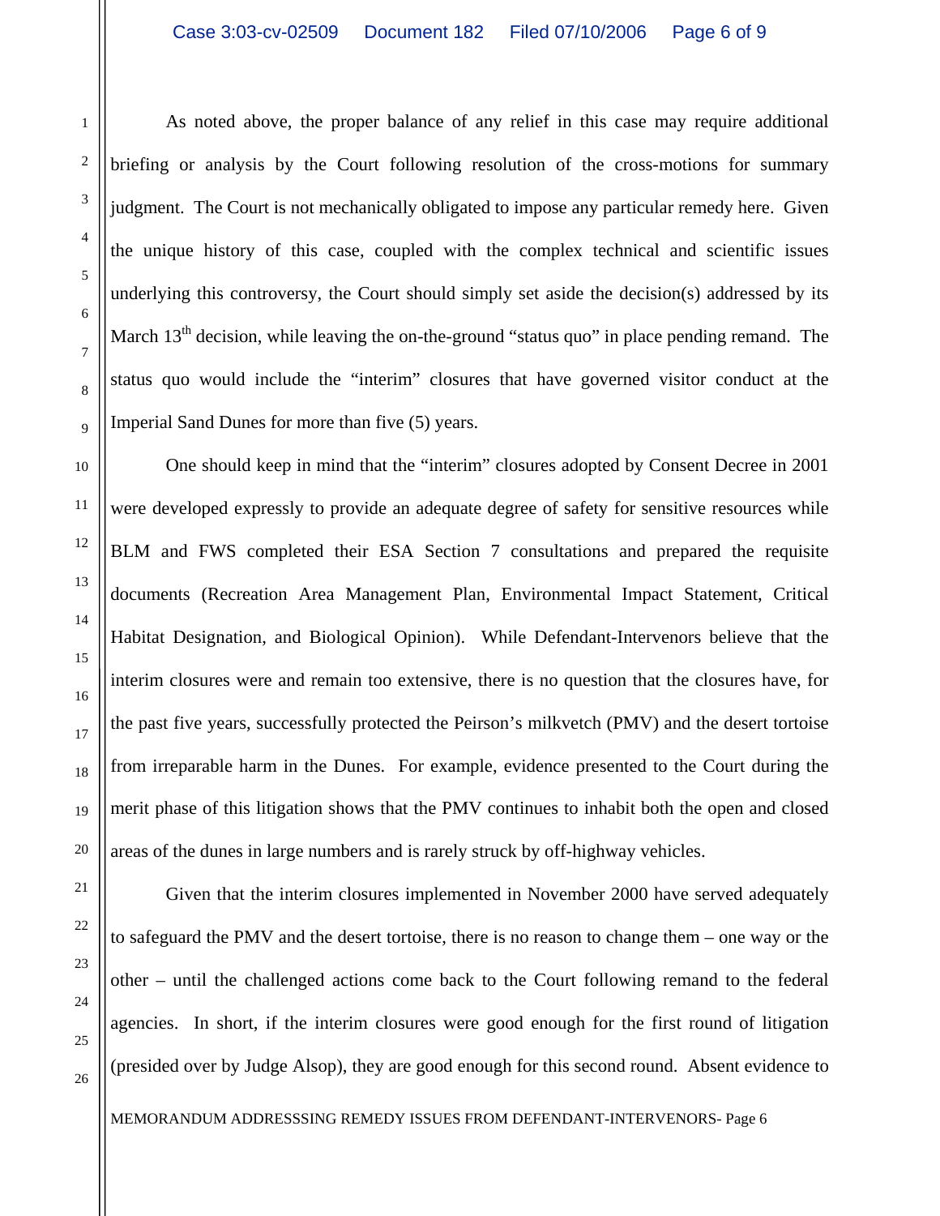As noted above, the proper balance of any relief in this case may require additional briefing or analysis by the Court following resolution of the cross-motions for summary judgment. The Court is not mechanically obligated to impose any particular remedy here. Given the unique history of this case, coupled with the complex technical and scientific issues underlying this controversy, the Court should simply set aside the decision(s) addressed by its March 13th decision, while leaving the on-the-ground "status quo" in place pending remand. The status quo would include the "interim" closures that have governed visitor conduct at the Imperial Sand Dunes for more than five (5) years.

One should keep in mind that the "interim" closures adopted by Consent Decree in 2001 were developed expressly to provide an adequate degree of safety for sensitive resources while BLM and FWS completed their ESA Section 7 consultations and prepared the requisite documents (Recreation Area Management Plan, Environmental Impact Statement, Critical Habitat Designation, and Biological Opinion). While Defendant-Intervenors believe that the interim closures were and remain too extensive, there is no question that the closures have, for the past five years, successfully protected the Peirson's milkvetch (PMV) and the desert tortoise from irreparable harm in the Dunes. For example, evidence presented to the Court during the merit phase of this litigation shows that the PMV continues to inhabit both the open and closed areas of the dunes in large numbers and is rarely struck by off-highway vehicles.

Given that the interim closures implemented in November 2000 have served adequately to safeguard the PMV and the desert tortoise, there is no reason to change them – one way or the other – until the challenged actions come back to the Court following remand to the federal agencies. In short, if the interim closures were good enough for the first round of litigation (presided over by Judge Alsop), they are good enough for this second round. Absent evidence to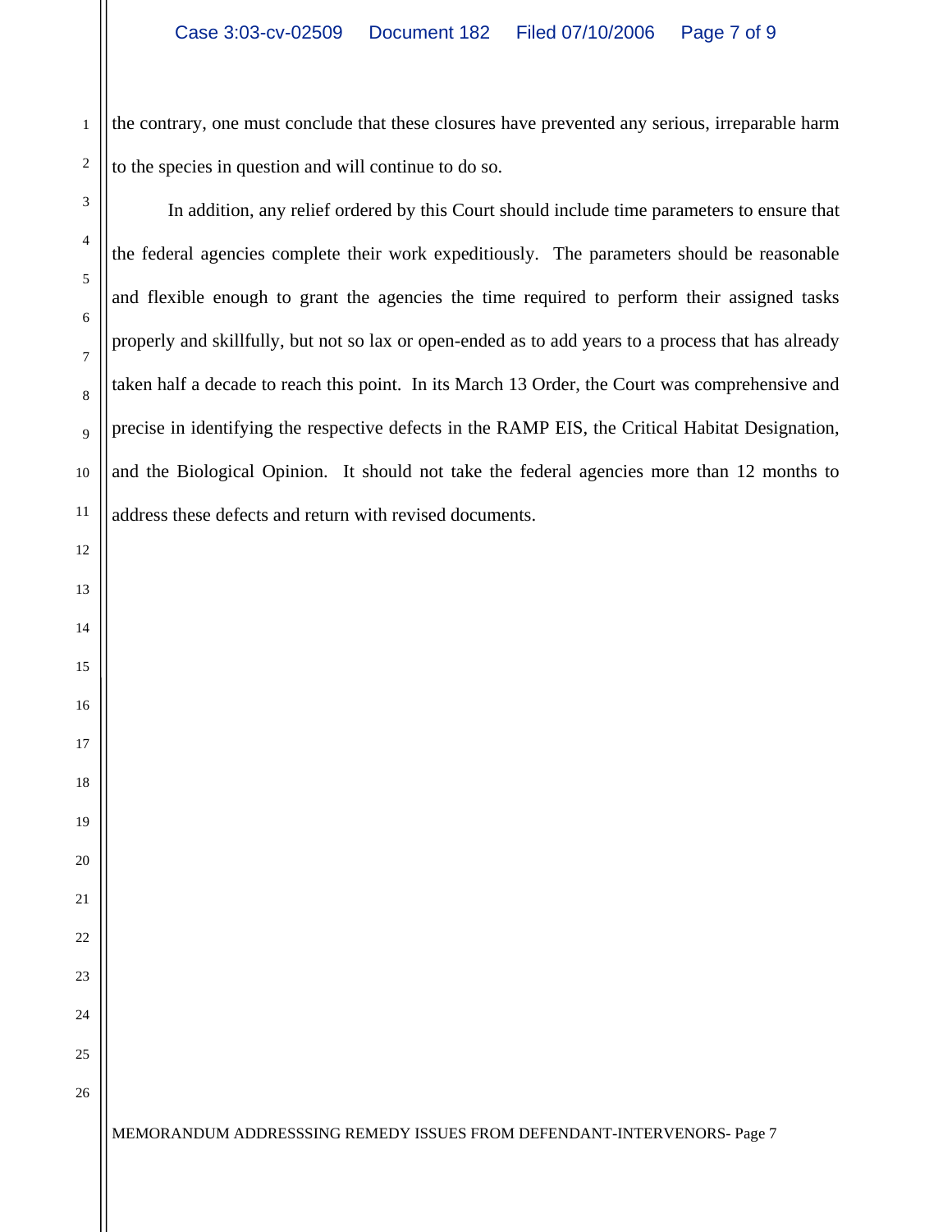the contrary, one must conclude that these closures have prevented any serious, irreparable harm to the species in question and will continue to do so.

In addition, any relief ordered by this Court should include time parameters to ensure that the federal agencies complete their work expeditiously. The parameters should be reasonable and flexible enough to grant the agencies the time required to perform their assigned tasks properly and skillfully, but not so lax or open-ended as to add years to a process that has already taken half a decade to reach this point. In its March 13 Order, the Court was comprehensive and precise in identifying the respective defects in the RAMP EIS, the Critical Habitat Designation, and the Biological Opinion. It should not take the federal agencies more than 12 months to address these defects and return with revised documents.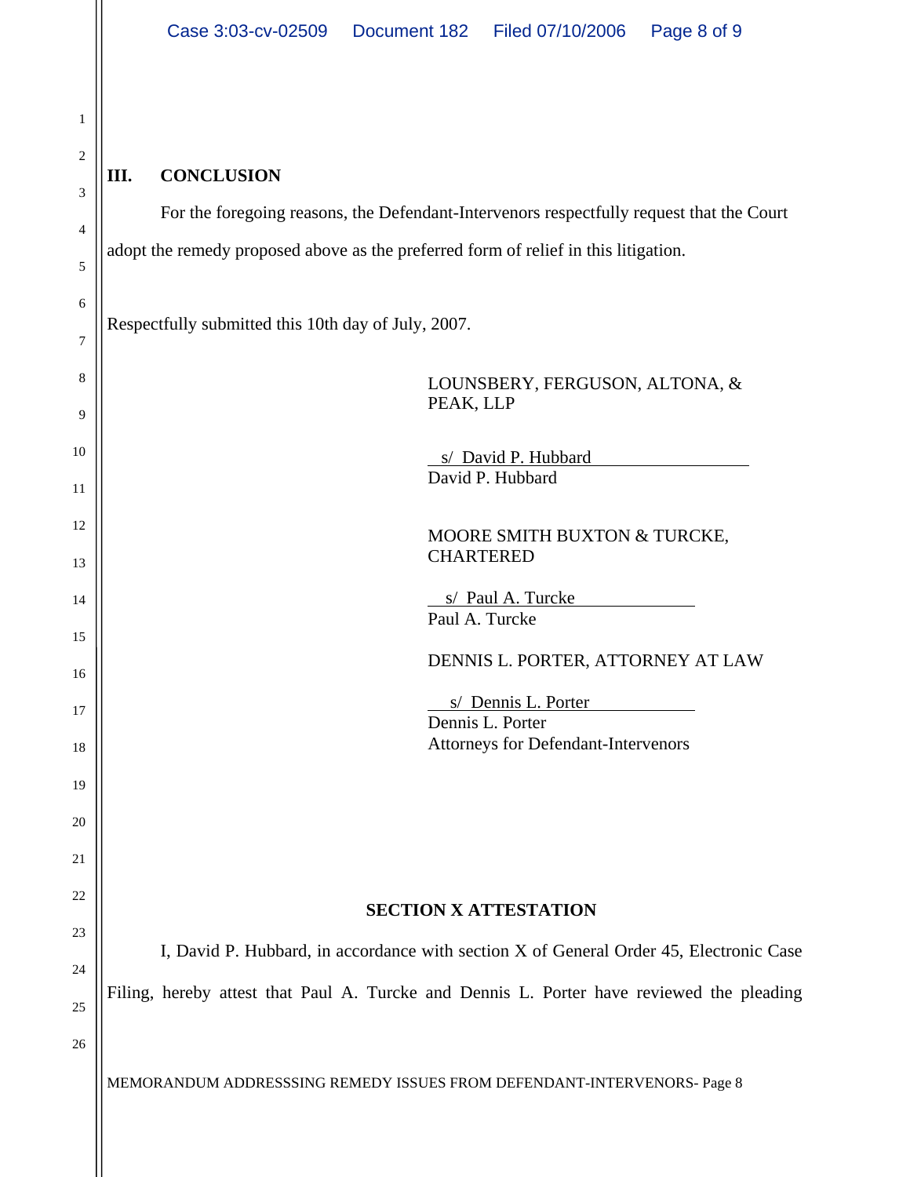## III. CONCLUSION

For the foregoing reasons, the Defendant-Intervenors respectfully request that the Court adopt the remedy proposed above as the preferred form of relief in this litigation.

Respectfully submitted this 10th day of July, 2007.

LOUNSBERY, FERGUSON, ALTONA, & PEAK, LLP

s/ David P. Hubbard
David P. Hubbard

MOORE SMITH BUXTON & TURCKE, CHARTERED

s/ Paul A. Turcke
Paul A. Turcke

DENNIS L. PORTER, ATTORNEY AT LAW

s/ Dennis L. Porter
Dennis L. Porter
Attorneys for Defendant-Intervenors

### SECTION X ATTESTATION

I, David P. Hubbard, in accordance with section X of General Order 45, Electronic Case Filing, hereby attest that Paul A. Turcke and Dennis L. Porter have reviewed the pleading

MEMORANDUM ADDRESSSING REMEDY ISSUES FROM DEFENDANT-INTERVENORS- Page 8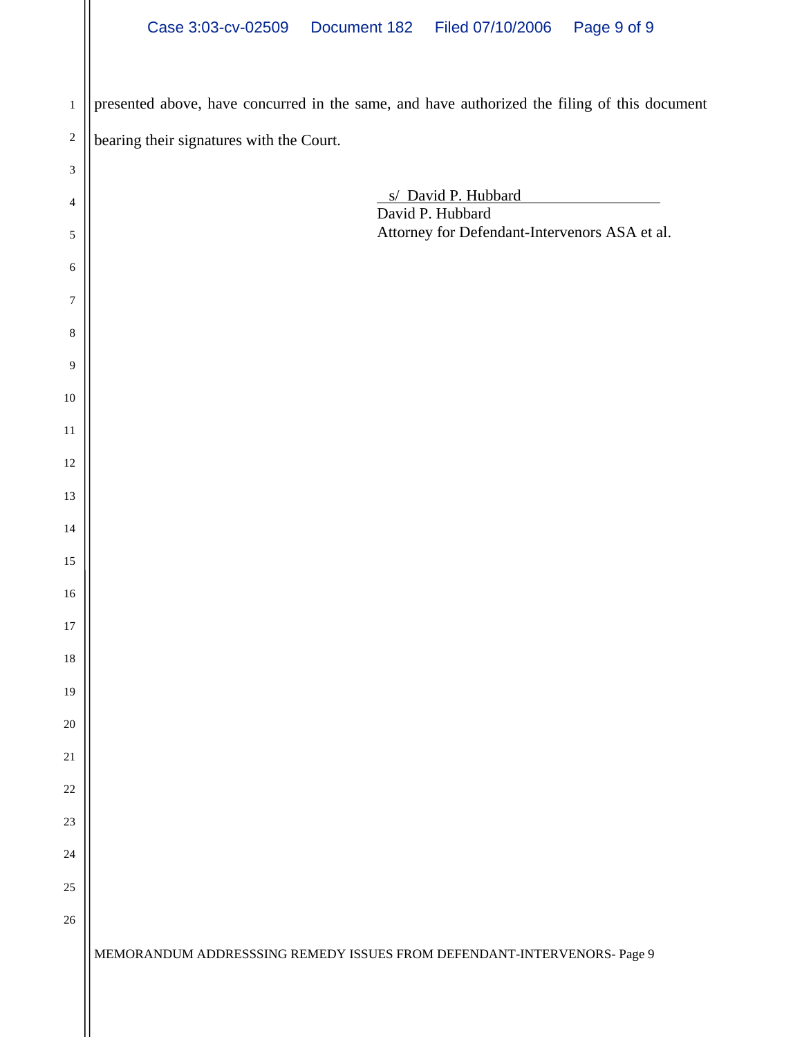presented above, have concurred in the same, and have authorized the filing of this document bearing their signatures with the Court.

s/ David P. Hubbard
David P. Hubbard
Attorney for Defendant-Intervenors ASA et al.